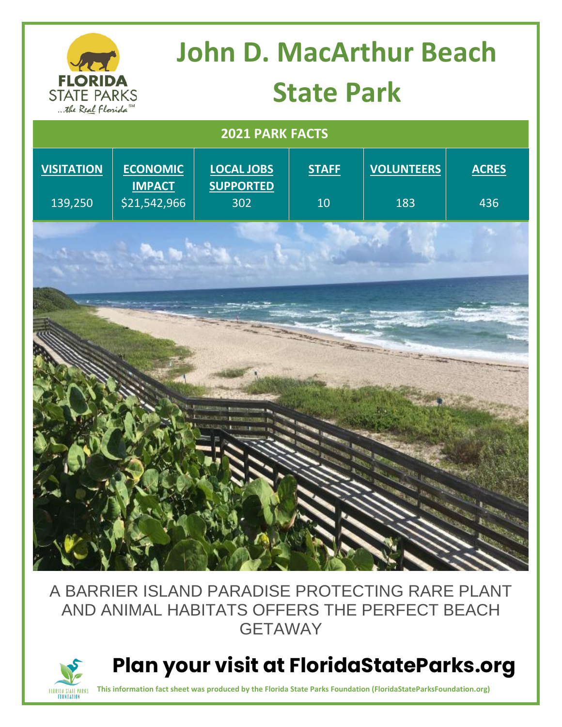# John D. MacArthur Beach State Park

## 2021 PARK FACTS

| VISITATION | ECONOMIC IMPACT | LOCAL JOBS SUPPORTED | STAFF | VOLUNTEERS | ACRES |
|---|---|---|---|---|---|
| 139,250 | $21,542,966 | 302 | 10 | 183 | 436 |

A BARRIER ISLAND PARADISE PROTECTING RARE PLANT AND ANIMAL HABITATS OFFERS THE PERFECT BEACH GETAWAY

## Plan your visit at FloridaStateParks.org

**This information fact sheet was produced by the Florida State Parks Foundation (FloridaStateParksFoundation.org)**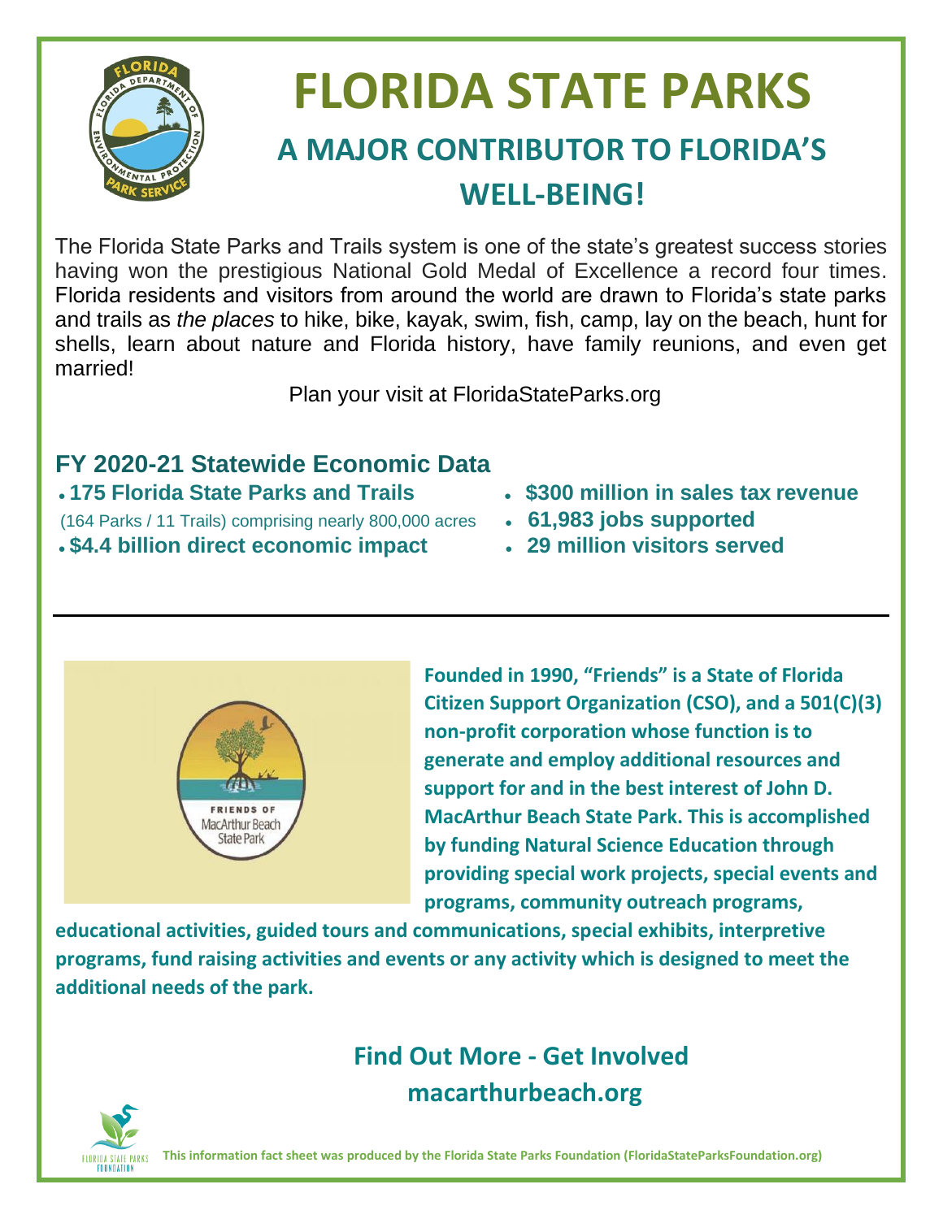# FLORIDA STATE PARKS

## A MAJOR CONTRIBUTOR TO FLORIDA'S WELL-BEING!

The Florida State Parks and Trails system is one of the state's greatest success stories having won the prestigious National Gold Medal of Excellence a record four times. Florida residents and visitors from around the world are drawn to Florida's state parks and trails as *the places* to hike, bike, kayak, swim, fish, camp, lay on the beach, hunt for shells, learn about nature and Florida history, have family reunions, and even get married!

Plan your visit at FloridaStateParks.org

### FY 2020-21 Statewide Economic Data

- **175 Florida State Parks and Trails**
  (164 Parks / 11 Trails) comprising nearly 800,000 acres
- **$4.4 billion direct economic impact**
- **$300 million in sales tax revenue**
- **61,983 jobs supported**
- **29 million visitors served**

---

**Founded in 1990, "Friends" is a State of Florida Citizen Support Organization (CSO), and a 501(C)(3) non-profit corporation whose function is to generate and employ additional resources and support for and in the best interest of John D. MacArthur Beach State Park. This is accomplished by funding Natural Science Education through providing special work projects, special events and programs, community outreach programs, educational activities, guided tours and communications, special exhibits, interpretive programs, fund raising activities and events or any activity which is designed to meet the additional needs of the park.**

## Find Out More - Get Involved
## macarthurbeach.org

This information fact sheet was produced by the Florida State Parks Foundation (FloridaStateParksFoundation.org)